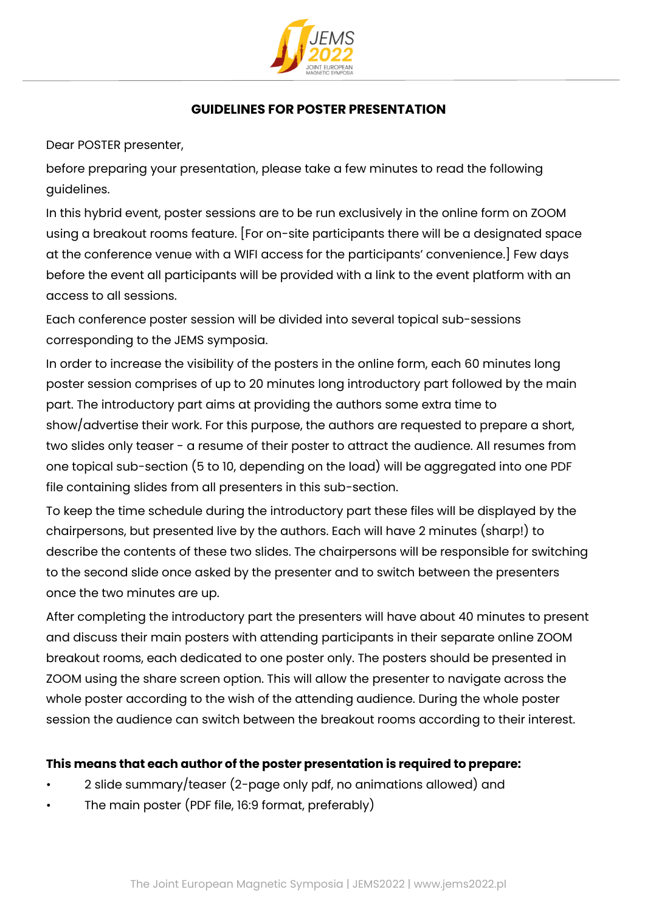## GUIDELINES FOR POSTER PRESENTATION

Dear POSTER presenter,

before preparing your presentation, please take a few minutes to read the following guidelines.

In this hybrid event, poster sessions are to be run exclusively in the online form on ZOOM using a breakout rooms feature. [For on-site participants there will be a designated space at the conference venue with a WIFI access for the participants' convenience.] Few days before the event all participants will be provided with a link to the event platform with an access to all sessions.

Each conference poster session will be divided into several topical sub-sessions corresponding to the JEMS symposia.

In order to increase the visibility of the posters in the online form, each 60 minutes long poster session comprises of up to 20 minutes long introductory part followed by the main part. The introductory part aims at providing the authors some extra time to show/advertise their work. For this purpose, the authors are requested to prepare a short, two slides only teaser - a resume of their poster to attract the audience. All resumes from one topical sub-section (5 to 10, depending on the load) will be aggregated into one PDF file containing slides from all presenters in this sub-section.

To keep the time schedule during the introductory part these files will be displayed by the chairpersons, but presented live by the authors. Each will have 2 minutes (sharp!) to describe the contents of these two slides. The chairpersons will be responsible for switching to the second slide once asked by the presenter and to switch between the presenters once the two minutes are up.

After completing the introductory part the presenters will have about 40 minutes to present and discuss their main posters with attending participants in their separate online ZOOM breakout rooms, each dedicated to one poster only. The posters should be presented in ZOOM using the share screen option. This will allow the presenter to navigate across the whole poster according to the wish of the attending audience. During the whole poster session the audience can switch between the breakout rooms according to their interest.

**This means that each author of the poster presentation is required to prepare:**

- 2 slide summary/teaser (2-page only pdf, no animations allowed) and
- The main poster (PDF file, 16:9 format, preferably)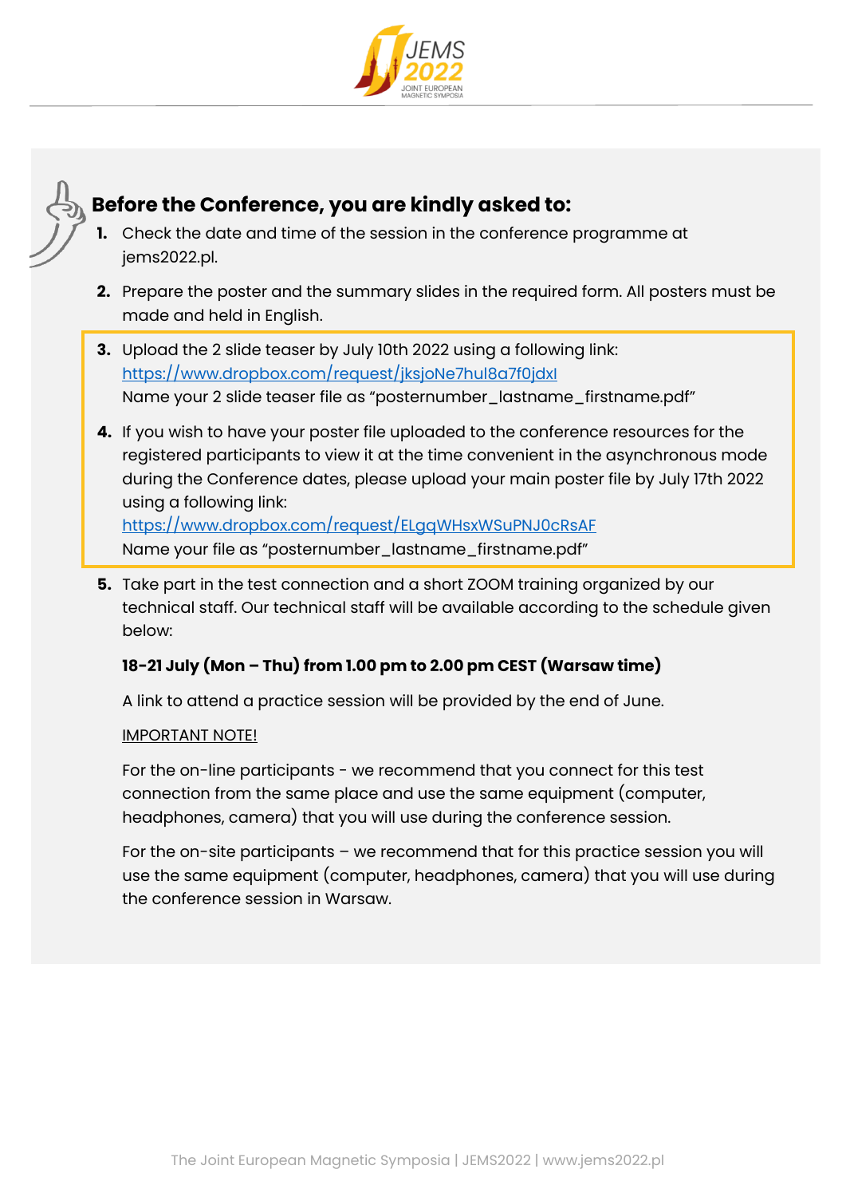## Before the Conference, you are kindly asked to:

1. Check the date and time of the session in the conference programme at jems2022.pl.
2. Prepare the poster and the summary slides in the required form. All posters must be made and held in English.
3. Upload the 2 slide teaser by July 10th 2022 using a following link: https://www.dropbox.com/request/jksjoNe7hul8a7f0jdxl
   Name your 2 slide teaser file as "posternumber_lastname_firstname.pdf"
4. If you wish to have your poster file uploaded to the conference resources for the registered participants to view it at the time convenient in the asynchronous mode during the Conference dates, please upload your main poster file by July 17th 2022 using a following link:
   https://www.dropbox.com/request/ELgqWHsxWSuPNJ0cRsAF
   Name your file as "posternumber_lastname_firstname.pdf"
5. Take part in the test connection and a short ZOOM training organized by our technical staff. Our technical staff will be available according to the schedule given below:

   **18-21 July (Mon – Thu) from 1.00 pm to 2.00 pm CEST (Warsaw time)**

   A link to attend a practice session will be provided by the end of June.

   IMPORTANT NOTE!

   For the on-line participants - we recommend that you connect for this test connection from the same place and use the same equipment (computer, headphones, camera) that you will use during the conference session.

   For the on-site participants – we recommend that for this practice session you will use the same equipment (computer, headphones, camera) that you will use during the conference session in Warsaw.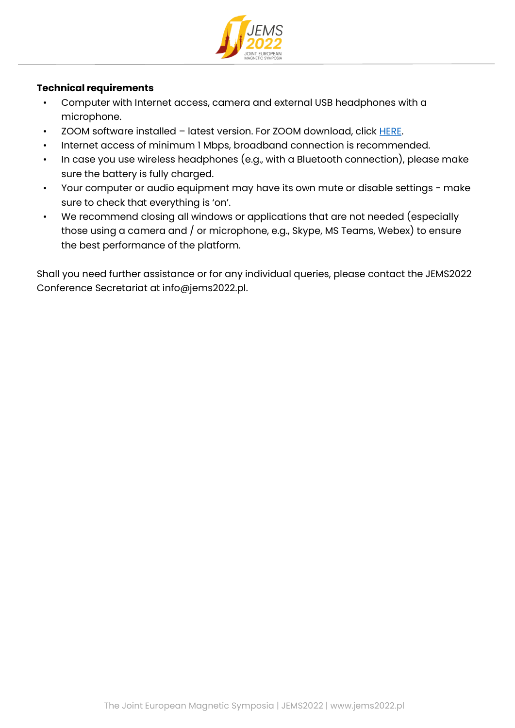**Technical requirements**

- Computer with Internet access, camera and external USB headphones with a microphone.
- ZOOM software installed – latest version. For ZOOM download, click HERE.
- Internet access of minimum 1 Mbps, broadband connection is recommended.
- In case you use wireless headphones (e.g., with a Bluetooth connection), please make sure the battery is fully charged.
- Your computer or audio equipment may have its own mute or disable settings - make sure to check that everything is 'on'.
- We recommend closing all windows or applications that are not needed (especially those using a camera and / or microphone, e.g., Skype, MS Teams, Webex) to ensure the best performance of the platform.

Shall you need further assistance or for any individual queries, please contact the JEMS2022 Conference Secretariat at info@jems2022.pl.